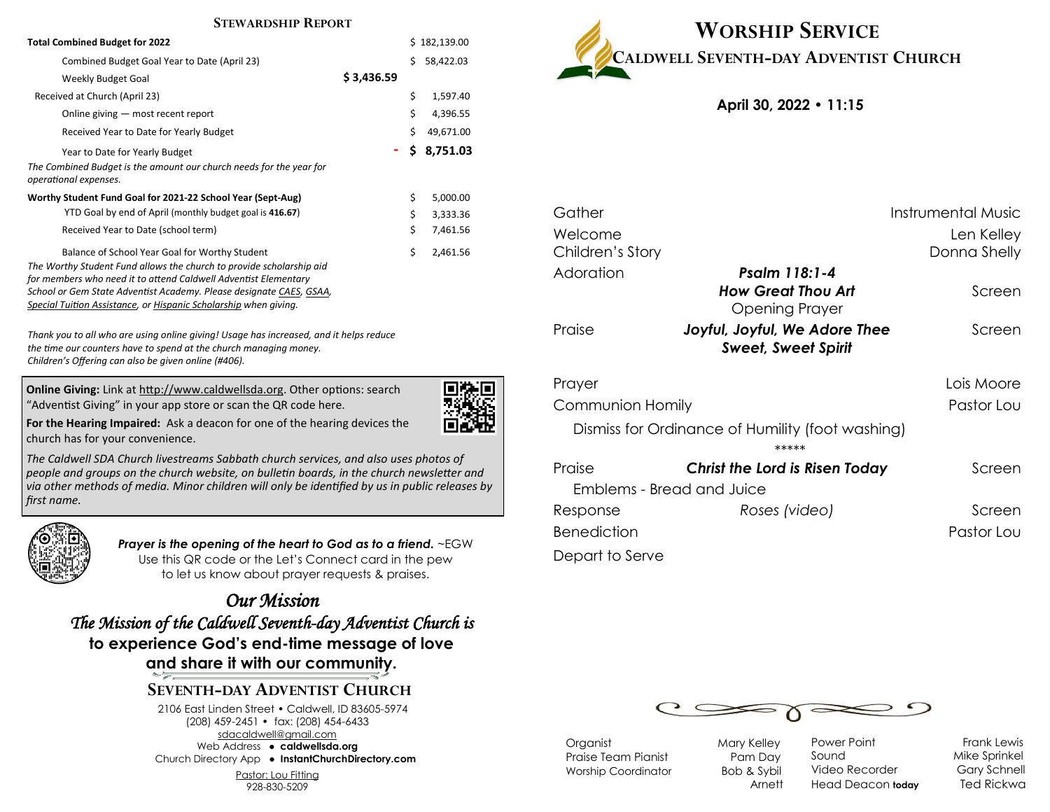## Stewardship Report

| | | |
|---|---|---|
| **Total Combined Budget for 2022** | | $ 182,139.00 |
| Combined Budget Goal Year to Date (April 23) | | $ 58,422.03 |
| Weekly Budget Goal | **$ 3,436.59** | |
| Received at Church (April 23) | | $ 1,597.40 |
| Online giving — most recent report | | $ 4,396.55 |
| Received Year to Date for Yearly Budget | | $ 49,671.00 |
| Year to Date for Yearly Budget | | **- $ 8,751.03** |

*The Combined Budget is the amount our church needs for the year for operational expenses.*

| | |
|---|---|
| **Worthy Student Fund Goal for 2021-22 School Year (Sept-Aug)** | $ 5,000.00 |
| YTD Goal by end of April (monthly budget goal is **416.67**) | $ 3,333.36 |
| Received Year to Date (school term) | $ 7,461.56 |
| Balance of School Year Goal for Worthy Student | $ 2,461.56 |

*The Worthy Student Fund allows the church to provide scholarship aid for members who need it to attend Caldwell Adventist Elementary School or Gem State Adventist Academy. Please designate CAES, GSAA, Special Tuition Assistance, or Hispanic Scholarship when giving.*

*Thank you to all who are using online giving! Usage has increased, and it helps reduce the time our counters have to spend at the church managing money. Children's Offering can also be given online (#406).*

**Online Giving:** Link at http://www.caldwellsda.org. Other options: search "Adventist Giving" in your app store or scan the QR code here.

**For the Hearing Impaired:** Ask a deacon for one of the hearing devices the church has for your convenience.

*The Caldwell SDA Church livestreams Sabbath church services, and also uses photos of people and groups on the church website, on bulletin boards, in the church newsletter and via other methods of media. Minor children will only be identified by us in public releases by first name.*

***Prayer is the opening of the heart to God as to a friend.*** ~EGW
Use this QR code or the Let's Connect card in the pew to let us know about prayer requests & praises.

## *Our Mission*

*The Mission of the Caldwell Seventh-day Adventist Church is* **to experience God's end-time message of love and share it with our community.**

### Seventh-day Adventist Church

2106 East Linden Street • Caldwell, ID 83605-5974
(208) 459-2451 • fax: (208) 454-6433
sdacaldwell@gmail.com
Web Address • **caldwellsda.org**
Church Directory App • **InstantChurchDirectory.com**
Pastor: Lou Fitting
928-830-5209

# Worship Service

## Caldwell Seventh-day Adventist Church

**April 30, 2022 • 11:15**

| | | |
|---|---|---|
| Gather | | Instrumental Music |
| Welcome | | Len Kelley |
| Children's Story | | Donna Shelly |
| Adoration | ***Psalm 118:1-4*** | |
| | ***How Great Thou Art*** | Screen |
| | Opening Prayer | |
| Praise | ***Joyful, Joyful, We Adore Thee*** | Screen |
| | ***Sweet, Sweet Spirit*** | |
| Prayer | | Lois Moore |
| Communion Homily | | Pastor Lou |

Dismiss for Ordinance of Humility (foot washing)

*****

| | | |
|---|---|---|
| Praise | ***Christ the Lord is Risen Today*** | Screen |
| Emblems - Bread and Juice | | |
| Response | *Roses (video)* | Screen |
| Benediction | | Pastor Lou |
| Depart to Serve | | |

| | | | |
|---|---|---|---|
| Organist | Mary Kelley | Power Point | Frank Lewis |
| Praise Team Pianist | Pam Day | Sound | Mike Sprinkel |
| Worship Coordinator | Bob & Sybil Arnett | Video Recorder | Gary Schnell |
| | | Head Deacon **today** | Ted Rickwa |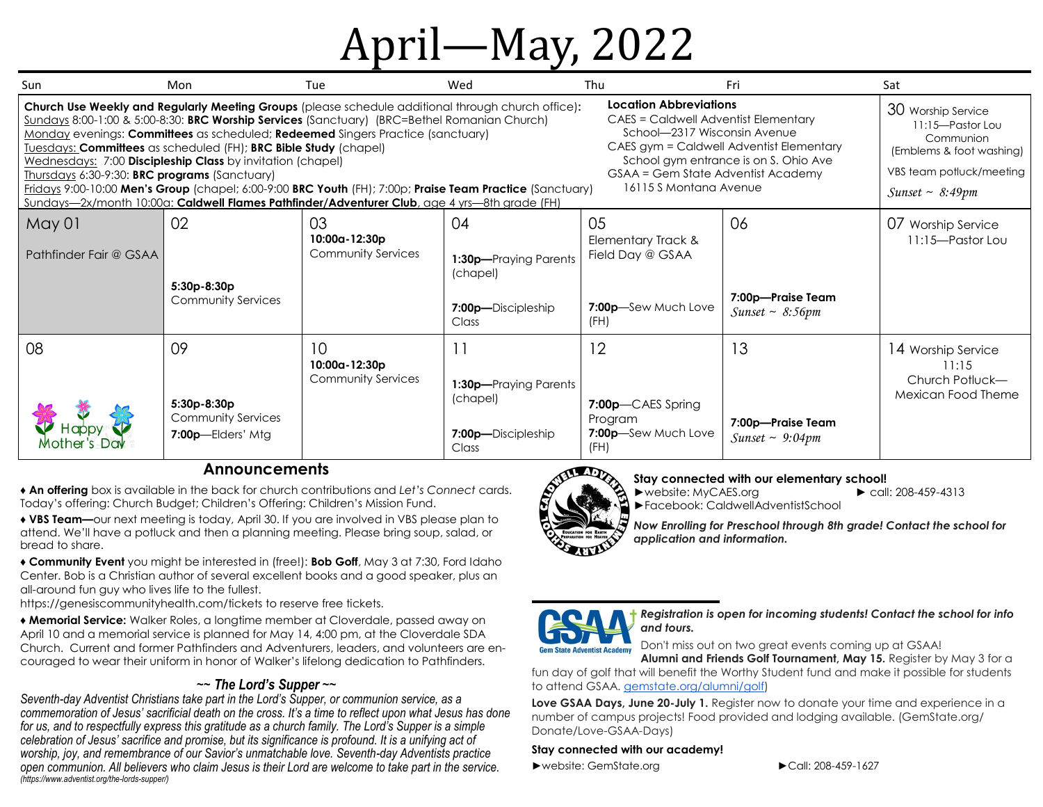# April—May, 2022

| Sun | Mon | Tue | Wed | Thu | Fri | Sat |
|---|---|---|---|---|---|---|
| **Church Use Weekly and Regularly Meeting Groups** (please schedule additional through church office): Sundays 8:00-1:00 & 5:00-8:30: **BRC Worship Services** (Sanctuary) (BRC=Bethel Romanian Church) Monday evenings: **Committees** as scheduled; **Redeemed** Singers Practice (sanctuary) Tuesdays: **Committees** as scheduled (FH); **BRC Bible Study** (chapel) Wednesdays: 7:00 **Discipleship Class** by invitation (chapel) Thursdays 6:30-9:30: **BRC programs** (Sanctuary) Fridays 9:00-10:00 **Men's Group** (chapel; 6:00-9:00 **BRC Youth** (FH); 7:00p; **Praise Team Practice** (Sanctuary) Sundays—2x/month 10:00a: **Caldwell Flames Pathfinder/Adventurer Club**, age 4 yrs—8th grade (FH) | | | | **Location Abbreviations** CAES = Caldwell Adventist Elementary School—2317 Wisconsin Avenue CAES gym = Caldwell Adventist Elementary School gym entrance is on S. Ohio Ave GSAA = Gem State Adventist Academy 16115 S Montana Avenue | | 30 Worship Service 11:15—Pastor Lou Communion (Emblems & foot washing) VBS team potluck/meeting *Sunset ~ 8:49pm* |
| May 01 Pathfinder Fair @ GSAA | 02 **5:30p-8:30p** Community Services | 03 **10:00a-12:30p** Community Services | 04 **1:30p—**Praying Parents (chapel) **7:00p—**Discipleship Class | 05 Elementary Track & Field Day @ GSAA **7:00p**—Sew Much Love (FH) | 06 **7:00p—Praise Team** *Sunset ~ 8:56pm* | 07 Worship Service 11:15—Pastor Lou |
| 08 Happy Mother's Day | 09 **5:30p-8:30p** Community Services **7:00p**—Elders' Mtg | 10 **10:00a-12:30p** Community Services | 11 **1:30p—**Praying Parents (chapel) **7:00p—**Discipleship Class | 12 **7:00p**—CAES Spring Program **7:00p**—Sew Much Love (FH) | 13 **7:00p—Praise Team** *Sunset ~ 9:04pm* | 14 Worship Service 11:15 Church Potluck—Mexican Food Theme |

## Announcements

♦ **An offering** box is available in the back for church contributions and *Let's Connect* cards. Today's offering: Church Budget; Children's Offering: Children's Mission Fund.

♦ **VBS Team—**our next meeting is today, April 30. If you are involved in VBS please plan to attend. We'll have a potluck and then a planning meeting. Please bring soup, salad, or bread to share.

♦ **Community Event** you might be interested in (free!): **Bob Goff**, May 3 at 7:30, Ford Idaho Center. Bob is a Christian author of several excellent books and a good speaker, plus an all-around fun guy who lives life to the fullest. https://genesiscommunityhealth.com/tickets to reserve free tickets.

♦ **Memorial Service:** Walker Roles, a longtime member at Cloverdale, passed away on April 10 and a memorial service is planned for May 14, 4:00 pm, at the Cloverdale SDA Church. Current and former Pathfinders and Adventurers, leaders, and volunteers are encouraged to wear their uniform in honor of Walker's lifelong dedication to Pathfinders.

### *~~ The Lord's Supper ~~*

*Seventh-day Adventist Christians take part in the Lord's Supper, or communion service, as a commemoration of Jesus' sacrificial death on the cross. It's a time to reflect upon what Jesus has done for us, and to respectfully express this gratitude as a church family. The Lord's Supper is a simple celebration of Jesus' sacrifice and promise, but its significance is profound. It is a unifying act of worship, joy, and remembrance of our Savior's unmatchable love. Seventh-day Adventists practice open communion. All believers who claim Jesus is their Lord are welcome to take part in the service.* *(https://www.adventist.org/the-lords-supper/)*

**Stay connected with our elementary school!**

►website: MyCAES.org ► call: 208-459-4313

►Facebook: CaldwellAdventistSchool

***Now Enrolling for Preschool through 8th grade! Contact the school for application and information.***

***Registration is open for incoming students! Contact the school for info and tours.***

Don't miss out on two great events coming up at GSAA!

**Alumni and Friends Golf Tournament, May 15.** Register by May 3 for a fun day of golf that will benefit the Worthy Student fund and make it possible for students to attend GSAA. gemstate.org/alumni/golf)

**Love GSAA Days, June 20-July 1.** Register now to donate your time and experience in a number of campus projects! Food provided and lodging available. (GemState.org/Donate/Love-GSAA-Days)

**Stay connected with our academy!**

►website: GemState.org ►Call: 208-459-1627